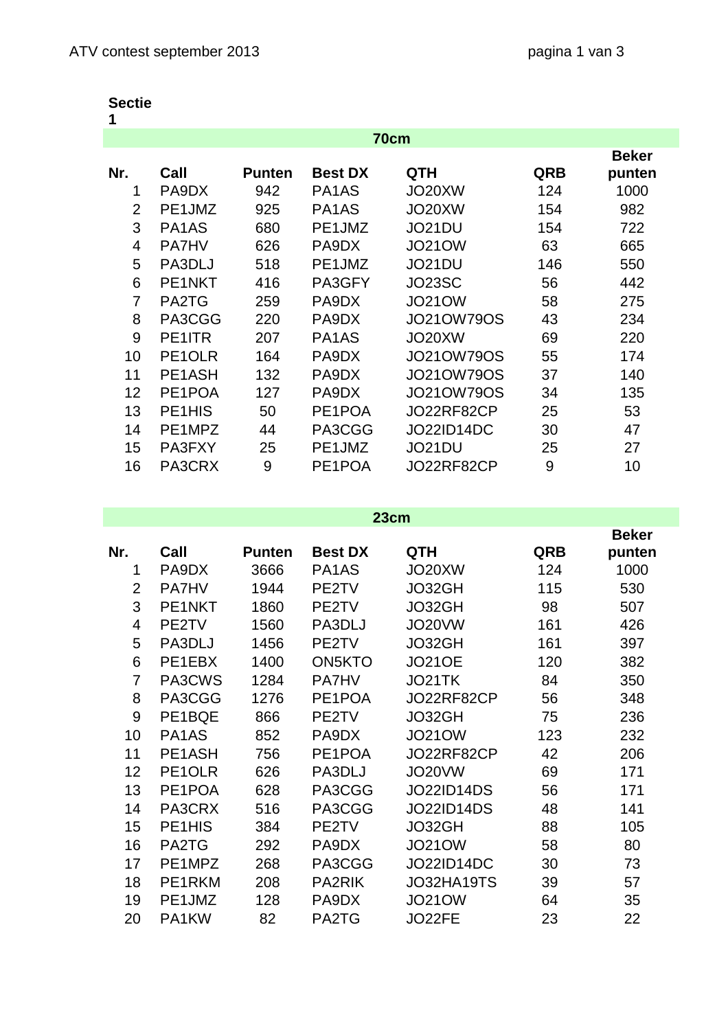**Sectie 1**

## 70cm

| Nr. | Call | Punten | Best DX | QTH | QRB | Beker punten |
|---|---|---|---|---|---|---|
| 1 | PA9DX | 942 | PA1AS | JO20XW | 124 | 1000 |
| 2 | PE1JMZ | 925 | PA1AS | JO20XW | 154 | 982 |
| 3 | PA1AS | 680 | PE1JMZ | JO21DU | 154 | 722 |
| 4 | PA7HV | 626 | PA9DX | JO21OW | 63 | 665 |
| 5 | PA3DLJ | 518 | PE1JMZ | JO21DU | 146 | 550 |
| 6 | PE1NKT | 416 | PA3GFY | JO23SC | 56 | 442 |
| 7 | PA2TG | 259 | PA9DX | JO21OW | 58 | 275 |
| 8 | PA3CGG | 220 | PA9DX | JO21OW79OS | 43 | 234 |
| 9 | PE1ITR | 207 | PA1AS | JO20XW | 69 | 220 |
| 10 | PE1OLR | 164 | PA9DX | JO21OW79OS | 55 | 174 |
| 11 | PE1ASH | 132 | PA9DX | JO21OW79OS | 37 | 140 |
| 12 | PE1POA | 127 | PA9DX | JO21OW79OS | 34 | 135 |
| 13 | PE1HIS | 50 | PE1POA | JO22RF82CP | 25 | 53 |
| 14 | PE1MPZ | 44 | PA3CGG | JO22ID14DC | 30 | 47 |
| 15 | PA3FXY | 25 | PE1JMZ | JO21DU | 25 | 27 |
| 16 | PA3CRX | 9 | PE1POA | JO22RF82CP | 9 | 10 |

## 23cm

| Nr. | Call | Punten | Best DX | QTH | QRB | Beker punten |
|---|---|---|---|---|---|---|
| 1 | PA9DX | 3666 | PA1AS | JO20XW | 124 | 1000 |
| 2 | PA7HV | 1944 | PE2TV | JO32GH | 115 | 530 |
| 3 | PE1NKT | 1860 | PE2TV | JO32GH | 98 | 507 |
| 4 | PE2TV | 1560 | PA3DLJ | JO20VW | 161 | 426 |
| 5 | PA3DLJ | 1456 | PE2TV | JO32GH | 161 | 397 |
| 6 | PE1EBX | 1400 | ON5KTO | JO21OE | 120 | 382 |
| 7 | PA3CWS | 1284 | PA7HV | JO21TK | 84 | 350 |
| 8 | PA3CGG | 1276 | PE1POA | JO22RF82CP | 56 | 348 |
| 9 | PE1BQE | 866 | PE2TV | JO32GH | 75 | 236 |
| 10 | PA1AS | 852 | PA9DX | JO21OW | 123 | 232 |
| 11 | PE1ASH | 756 | PE1POA | JO22RF82CP | 42 | 206 |
| 12 | PE1OLR | 626 | PA3DLJ | JO20VW | 69 | 171 |
| 13 | PE1POA | 628 | PA3CGG | JO22ID14DS | 56 | 171 |
| 14 | PA3CRX | 516 | PA3CGG | JO22ID14DS | 48 | 141 |
| 15 | PE1HIS | 384 | PE2TV | JO32GH | 88 | 105 |
| 16 | PA2TG | 292 | PA9DX | JO21OW | 58 | 80 |
| 17 | PE1MPZ | 268 | PA3CGG | JO22ID14DC | 30 | 73 |
| 18 | PE1RKM | 208 | PA2RIK | JO32HA19TS | 39 | 57 |
| 19 | PE1JMZ | 128 | PA9DX | JO21OW | 64 | 35 |
| 20 | PA1KW | 82 | PA2TG | JO22FE | 23 | 22 |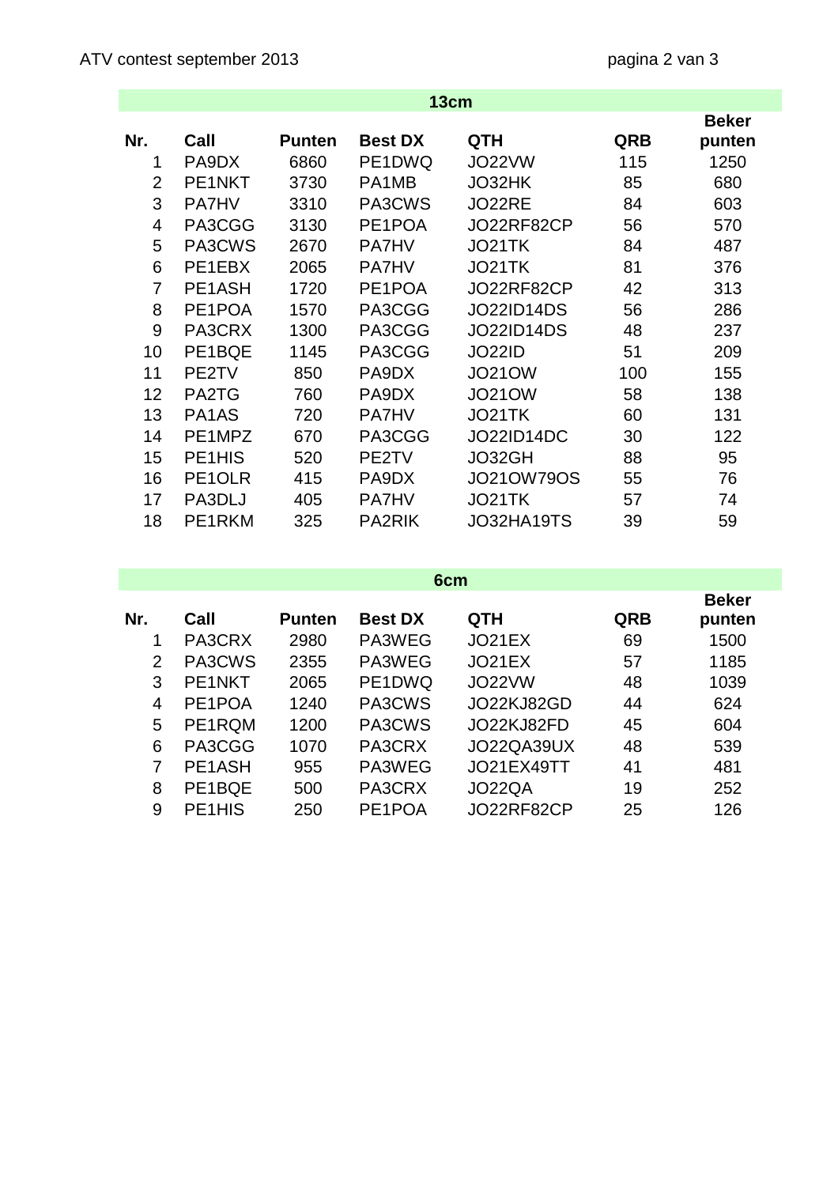## 13cm

| Nr. | Call | Punten | Best DX | QTH | QRB | Beker punten |
|---|---|---|---|---|---|---|
| 1 | PA9DX | 6860 | PE1DWQ | JO22VW | 115 | 1250 |
| 2 | PE1NKT | 3730 | PA1MB | JO32HK | 85 | 680 |
| 3 | PA7HV | 3310 | PA3CWS | JO22RE | 84 | 603 |
| 4 | PA3CGG | 3130 | PE1POA | JO22RF82CP | 56 | 570 |
| 5 | PA3CWS | 2670 | PA7HV | JO21TK | 84 | 487 |
| 6 | PE1EBX | 2065 | PA7HV | JO21TK | 81 | 376 |
| 7 | PE1ASH | 1720 | PE1POA | JO22RF82CP | 42 | 313 |
| 8 | PE1POA | 1570 | PA3CGG | JO22ID14DS | 56 | 286 |
| 9 | PA3CRX | 1300 | PA3CGG | JO22ID14DS | 48 | 237 |
| 10 | PE1BQE | 1145 | PA3CGG | JO22ID | 51 | 209 |
| 11 | PE2TV | 850 | PA9DX | JO21OW | 100 | 155 |
| 12 | PA2TG | 760 | PA9DX | JO21OW | 58 | 138 |
| 13 | PA1AS | 720 | PA7HV | JO21TK | 60 | 131 |
| 14 | PE1MPZ | 670 | PA3CGG | JO22ID14DC | 30 | 122 |
| 15 | PE1HIS | 520 | PE2TV | JO32GH | 88 | 95 |
| 16 | PE1OLR | 415 | PA9DX | JO21OW79OS | 55 | 76 |
| 17 | PA3DLJ | 405 | PA7HV | JO21TK | 57 | 74 |
| 18 | PE1RKM | 325 | PA2RIK | JO32HA19TS | 39 | 59 |

## 6cm

| Nr. | Call | Punten | Best DX | QTH | QRB | Beker punten |
|---|---|---|---|---|---|---|
| 1 | PA3CRX | 2980 | PA3WEG | JO21EX | 69 | 1500 |
| 2 | PA3CWS | 2355 | PA3WEG | JO21EX | 57 | 1185 |
| 3 | PE1NKT | 2065 | PE1DWQ | JO22VW | 48 | 1039 |
| 4 | PE1POA | 1240 | PA3CWS | JO22KJ82GD | 44 | 624 |
| 5 | PE1RQM | 1200 | PA3CWS | JO22KJ82FD | 45 | 604 |
| 6 | PA3CGG | 1070 | PA3CRX | JO22QA39UX | 48 | 539 |
| 7 | PE1ASH | 955 | PA3WEG | JO21EX49TT | 41 | 481 |
| 8 | PE1BQE | 500 | PA3CRX | JO22QA | 19 | 252 |
| 9 | PE1HIS | 250 | PE1POA | JO22RF82CP | 25 | 126 |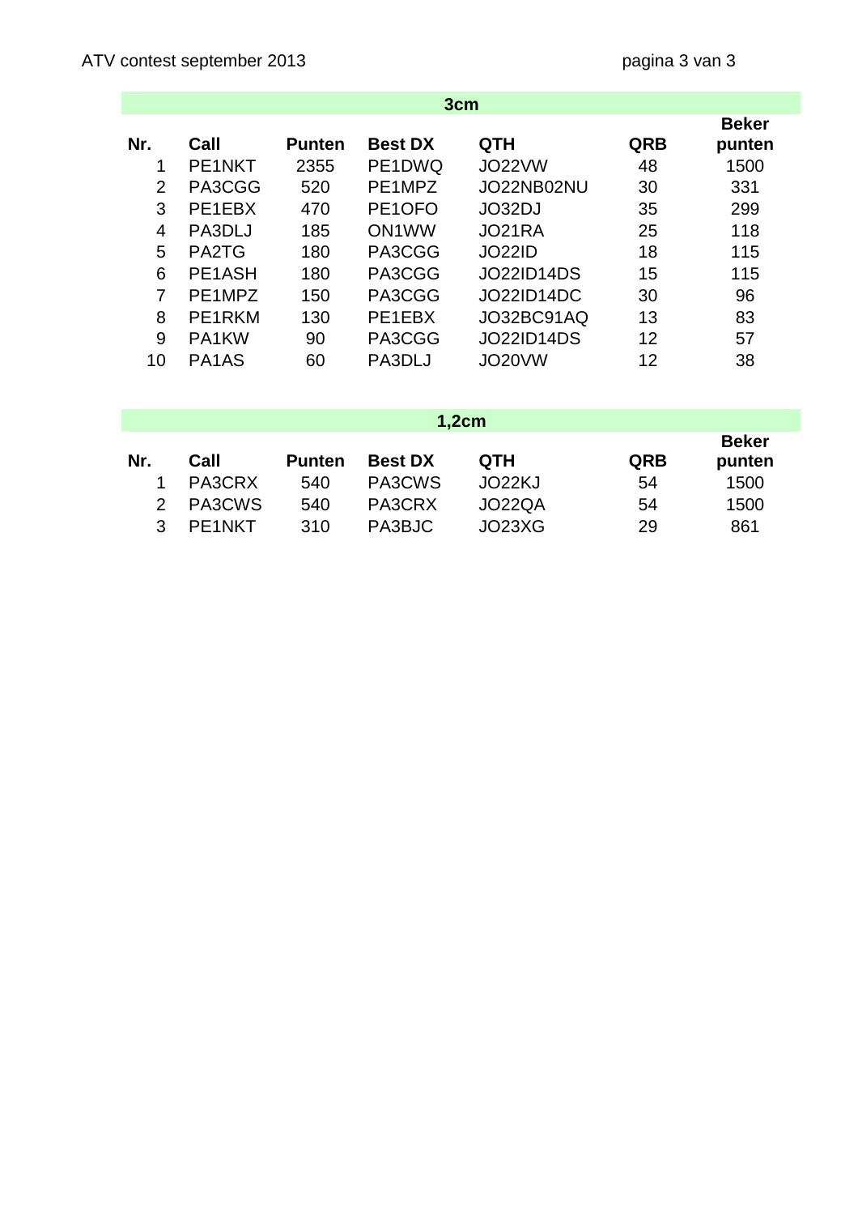## 3cm

| Nr. | Call | Punten | Best DX | QTH | QRB | Beker punten |
|---|---|---|---|---|---|---|
| 1 | PE1NKT | 2355 | PE1DWQ | JO22VW | 48 | 1500 |
| 2 | PA3CGG | 520 | PE1MPZ | JO22NB02NU | 30 | 331 |
| 3 | PE1EBX | 470 | PE1OFO | JO32DJ | 35 | 299 |
| 4 | PA3DLJ | 185 | ON1WW | JO21RA | 25 | 118 |
| 5 | PA2TG | 180 | PA3CGG | JO22ID | 18 | 115 |
| 6 | PE1ASH | 180 | PA3CGG | JO22ID14DS | 15 | 115 |
| 7 | PE1MPZ | 150 | PA3CGG | JO22ID14DC | 30 | 96 |
| 8 | PE1RKM | 130 | PE1EBX | JO32BC91AQ | 13 | 83 |
| 9 | PA1KW | 90 | PA3CGG | JO22ID14DS | 12 | 57 |
| 10 | PA1AS | 60 | PA3DLJ | JO20VW | 12 | 38 |

## 1,2cm

| Nr. | Call | Punten | Best DX | QTH | QRB | Beker punten |
|---|---|---|---|---|---|---|
| 1 | PA3CRX | 540 | PA3CWS | JO22KJ | 54 | 1500 |
| 2 | PA3CWS | 540 | PA3CRX | JO22QA | 54 | 1500 |
| 3 | PE1NKT | 310 | PA3BJC | JO23XG | 29 | 861 |